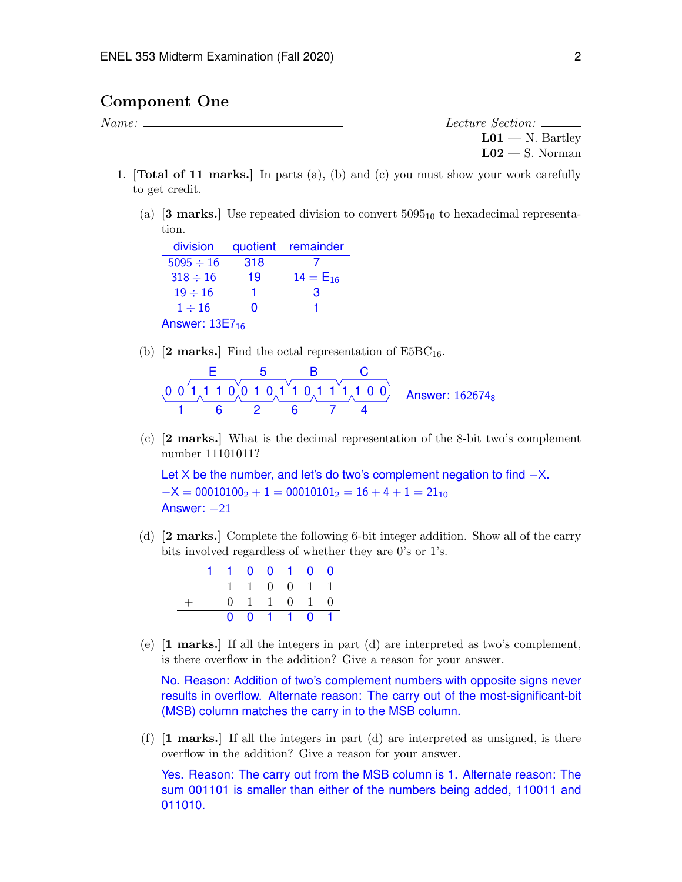## Component One

*Name:* ______________________________

*Lecture Section:* ______
**L01** — N. Bartley
**L02** — S. Norman

1. **[Total of 11 marks.]** In parts (a), (b) and (c) you must show your work carefully to get credit.

   (a) **[3 marks.]** Use repeated division to convert $5095_{10}$ to hexadecimal representation.

   | division | quotient | remainder |
   |---|---|---|
   | $5095 \div 16$ | 318 | 7 |
   | $318 \div 16$ | 19 | $14 = \text{E}_{16}$ |
   | $19 \div 16$ | 1 | 3 |
   | $1 \div 16$ | 0 | 1 |

   Answer: $13\text{E}7_{16}$

   (b) **[2 marks.]** Find the octal representation of $\text{E5BC}_{16}$.

   Hex groups: E = 1110, 5 = 0101, B = 1011, C = 1100

   Bits: 0 0 1 1 1 0 0 1 0 1 1 0 1 1 1 1 0 0

   Octal groups: 001 = 1, 110 = 6, 010 = 2, 110 = 6, 111 = 7, 100 = 4

   Answer: $162674_8$

   (c) **[2 marks.]** What is the decimal representation of the 8-bit two's complement number 11101011?

   Let X be the number, and let's do two's complement negation to find $-\text{X}$.

   $-\text{X} = 00010100_2 + 1 = 00010101_2 = 16 + 4 + 1 = 21_{10}$

   Answer: $-21$

   (d) **[2 marks.]** Complete the following 6-bit integer addition. Show all of the carry bits involved regardless of whether they are 0's or 1's.

   ```
         1  1  0  0  1  0  0
            1  1  0  0  1  1
   +        0  1  1  0  1  0
   -------------------------
            0  0  1  1  0  1
   ```

   (e) **[1 marks.]** If all the integers in part (d) are interpreted as two's complement, is there overflow in the addition? Give a reason for your answer.

   No. Reason: Addition of two's complement numbers with opposite signs never results in overflow. Alternate reason: The carry out of the most-significant-bit (MSB) column matches the carry in to the MSB column.

   (f) **[1 marks.]** If all the integers in part (d) are interpreted as unsigned, is there overflow in the addition? Give a reason for your answer.

   Yes. Reason: The carry out from the MSB column is 1. Alternate reason: The sum 001101 is smaller than either of the numbers being added, 110011 and 011010.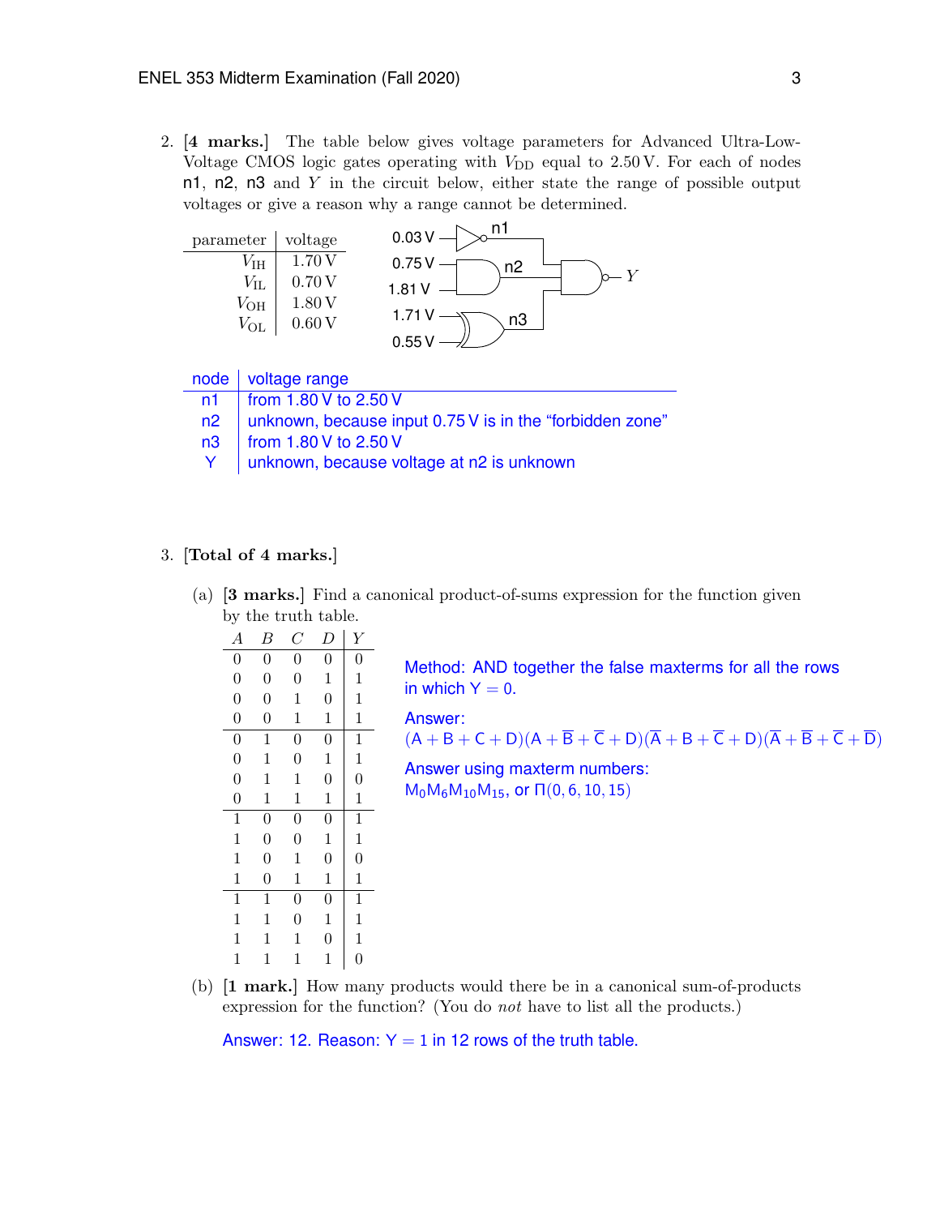2. [**4 marks.**] The table below gives voltage parameters for Advanced Ultra-Low-Voltage CMOS logic gates operating with $V_{DD}$ equal to 2.50 V. For each of nodes n1, n2, n3 and $Y$ in the circuit below, either state the range of possible output voltages or give a reason why a range cannot be determined.

| parameter | voltage |
|---|---|
| $V_{IH}$ | 1.70 V |
| $V_{IL}$ | 0.70 V |
| $V_{OH}$ | 1.80 V |
| $V_{OL}$ | 0.60 V |

Circuit: 0.03 V → NOT gate → n1; 0.75 V, 1.81 V → AND gate → n2; 1.71 V, 0.55 V → XOR gate → n3; n1, n2, n3 → NAND gate → $Y$

| node | voltage range |
|---|---|
| n1 | from 1.80 V to 2.50 V |
| n2 | unknown, because input 0.75 V is in the "forbidden zone" |
| n3 | from 1.80 V to 2.50 V |
| Y | unknown, because voltage at n2 is unknown |

3. [**Total of 4 marks.**]

(a) [**3 marks.**] Find a canonical product-of-sums expression for the function given by the truth table.

| $A$ | $B$ | $C$ | $D$ | $Y$ |
|---|---|---|---|---|
| 0 | 0 | 0 | 0 | 0 |
| 0 | 0 | 0 | 1 | 1 |
| 0 | 0 | 1 | 0 | 1 |
| 0 | 0 | 1 | 1 | 1 |
| 0 | 1 | 0 | 0 | 1 |
| 0 | 1 | 0 | 1 | 1 |
| 0 | 1 | 1 | 0 | 0 |
| 0 | 1 | 1 | 1 | 1 |
| 1 | 0 | 0 | 0 | 1 |
| 1 | 0 | 0 | 1 | 1 |
| 1 | 0 | 1 | 0 | 0 |
| 1 | 0 | 1 | 1 | 1 |
| 1 | 1 | 0 | 0 | 1 |
| 1 | 1 | 0 | 1 | 1 |
| 1 | 1 | 1 | 0 | 1 |
| 1 | 1 | 1 | 1 | 0 |

Method: AND together the false maxterms for all the rows in which Y = 0.

Answer:
$(A + B + C + D)(A + \overline{B} + \overline{C} + D)(\overline{A} + B + \overline{C} + D)(\overline{A} + \overline{B} + \overline{C} + \overline{D})$

Answer using maxterm numbers:
$M_0 M_6 M_{10} M_{15}$, or $\Pi(0, 6, 10, 15)$

(b) [**1 mark.**] How many products would there be in a canonical sum-of-products expression for the function? (You do *not* have to list all the products.)

Answer: 12. Reason: Y = 1 in 12 rows of the truth table.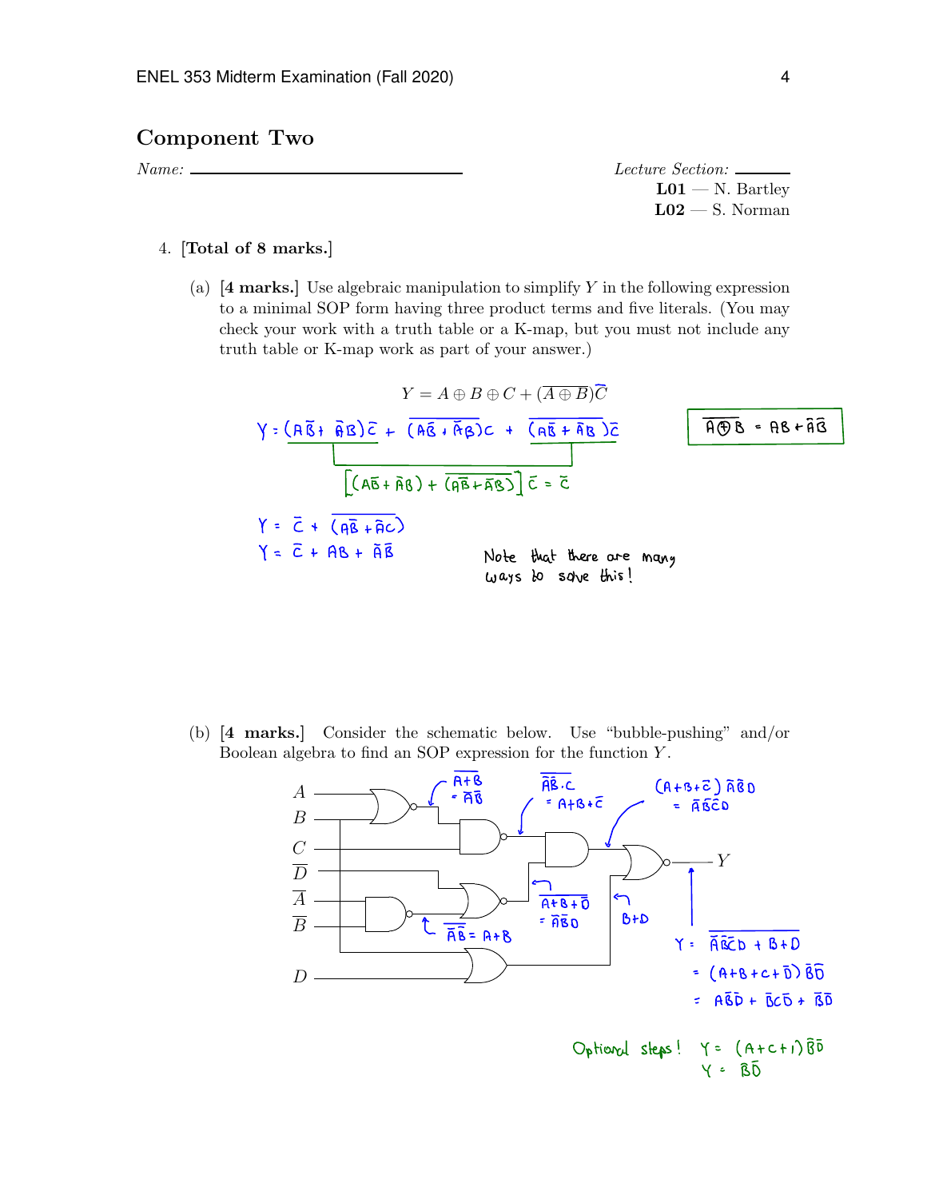## Component Two

*Name:* ______________________ *Lecture Section:* ______

**L01** — N. Bartley
**L02** — S. Norman

4. **[Total of 8 marks.]**

   (a) **[4 marks.]** Use algebraic manipulation to simplify $Y$ in the following expression to a minimal SOP form having three product terms and five literals. (You may check your work with a truth table or a K-map, but you must not include any truth table or K-map work as part of your answer.)

$$Y = A \oplus B \oplus C + (\overline{A \oplus B})\overline{C}$$

$$\overline{A \oplus B} = AB + \bar{A}\bar{B}$$

$$Y = (A\bar{B} + \bar{A}B)\bar{C} + \overline{(A\bar{B} + \bar{A}B)}C + \overline{(A\bar{B} + \bar{A}B)}\bar{C}$$

$$\left[(A\bar{B} + \bar{A}B) + \overline{(A\bar{B} + \bar{A}B)}\right]\bar{C} = \bar{C}$$

$$Y = \bar{C} + \overline{(A\bar{B} + \bar{A}C)}$$

$$Y = \bar{C} + AB + \bar{A}\bar{B}$$

Note that there are many ways to solve this!

   (b) **[4 marks.]** Consider the schematic below. Use "bubble-pushing" and/or Boolean algebra to find an SOP expression for the function $Y$.

Schematic inputs: $A$, $B$, $C$, $\overline{D}$, $\overline{A}$, $\overline{B}$, $D$; output $Y$.

Annotations:

$\overline{A+B} = \bar{A}\bar{B}$

$\overline{\bar{A}\bar{B} \cdot C} = A + B + \bar{C}$

$(A+B+\bar{C})\bar{A}\bar{B}D = \bar{A}\bar{B}\bar{C}D$

$\overline{\bar{A}\bar{B}} = A + B$

$\overline{A+B+\bar{D}} = \bar{A}\bar{B}D$

$B + D$

$$Y = \overline{\bar{A}\bar{B}\bar{C}D + B + D}$$

$$= (A + B + C + \bar{D})\bar{B}\bar{D}$$

$$= A\bar{B}\bar{D} + \bar{B}C\bar{D} + \bar{B}\bar{D}$$

Optional steps! $Y = (A + C + 1)\bar{B}\bar{D}$

$Y = \bar{B}\bar{D}$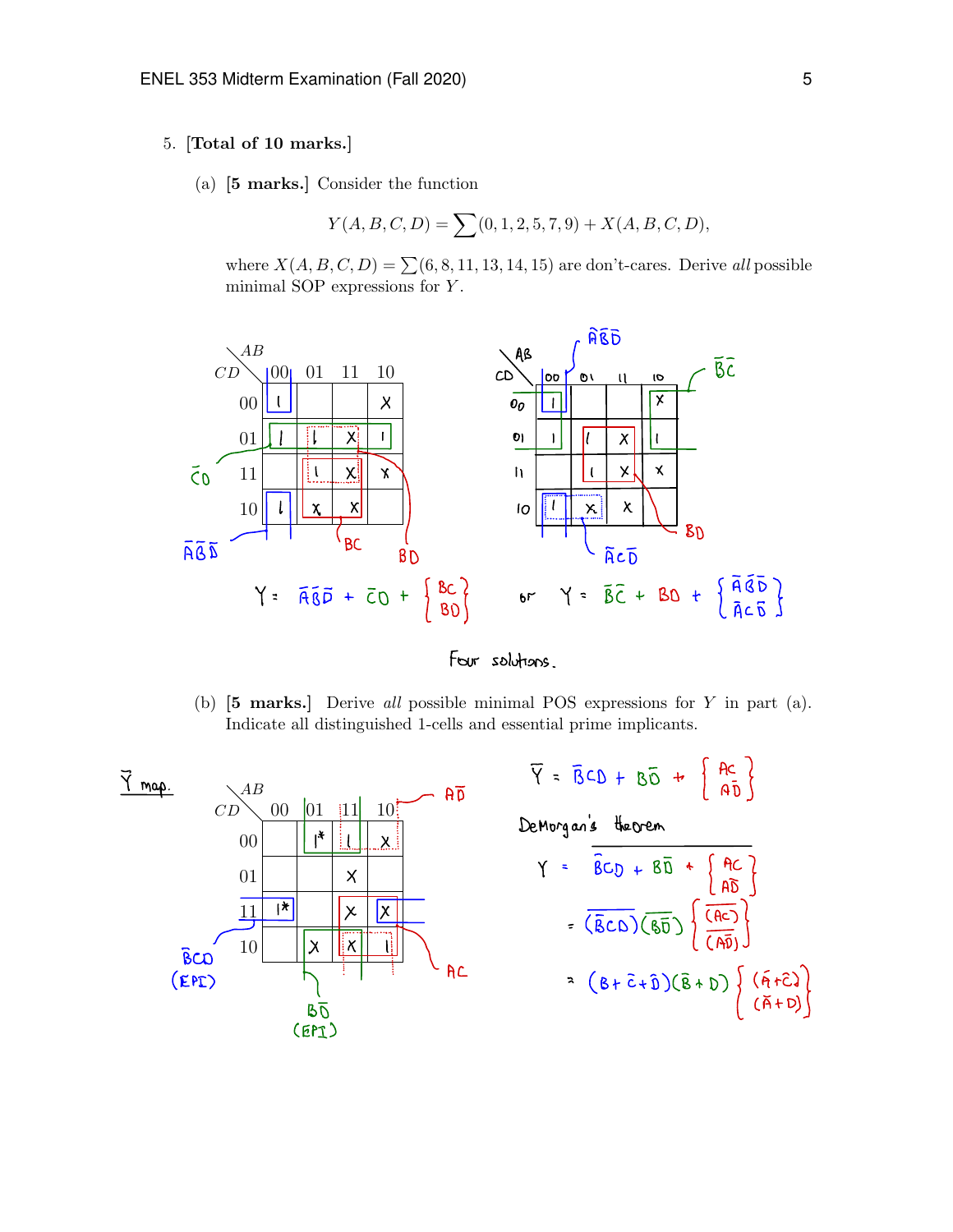5. **[Total of 10 marks.]**

(a) **[5 marks.]** Consider the function

$$Y(A,B,C,D) = \sum(0,1,2,5,7,9) + X(A,B,C,D),$$

where $X(A,B,C,D) = \sum(6,8,11,13,14,15)$ are don't-cares. Derive *all* possible minimal SOP expressions for $Y$.

| CD \ AB | 00 | 01 | 11 | 10 |
|---|---|---|---|---|
| 00 | 1 | | | X |
| 01 | 1 | 1 | X | 1 |
| 11 | | 1 | X | X |
| 10 | 1 | X | X | |

$Y = \bar{A}\bar{B}\bar{D} + \bar{C}D + \begin{Bmatrix} BC \\ BD \end{Bmatrix}$ or $Y = \bar{B}\bar{C} + BD + \begin{Bmatrix} \bar{A}\bar{B}\bar{D} \\ \bar{A}C\bar{D} \end{Bmatrix}$

Four solutions.

(b) **[5 marks.]** Derive *all* possible minimal POS expressions for $Y$ in part (a). Indicate all distinguished 1-cells and essential prime implicants.

$\bar{Y}$ map.

| CD \ AB | 00 | 01 | 11 | 10 |
|---|---|---|---|---|
| 00 | | 1* | 1 | X |
| 01 | | | X | |
| 11 | 1* | | X | X |
| 10 | | X | X | 1 |

$\bar{B}CD$ (EPI), $B\bar{D}$ (EPI), $A\bar{D}$, $AC$

$\bar{Y} = \bar{B}CD + B\bar{D} + \begin{Bmatrix} AC \\ A\bar{D} \end{Bmatrix}$

DeMorgan's theorem

$$Y = \overline{\bar{B}CD + B\bar{D} + \begin{Bmatrix} AC \\ A\bar{D} \end{Bmatrix}}$$

$$= (\overline{\bar{B}CD})(\overline{B\bar{D}}) \begin{Bmatrix} (\overline{AC}) \\ (\overline{A\bar{D}}) \end{Bmatrix}$$

$$= (B+\bar{C}+\bar{D})(\bar{B}+D) \begin{Bmatrix} (\bar{A}+\bar{C}) \\ (\bar{A}+D) \end{Bmatrix}$$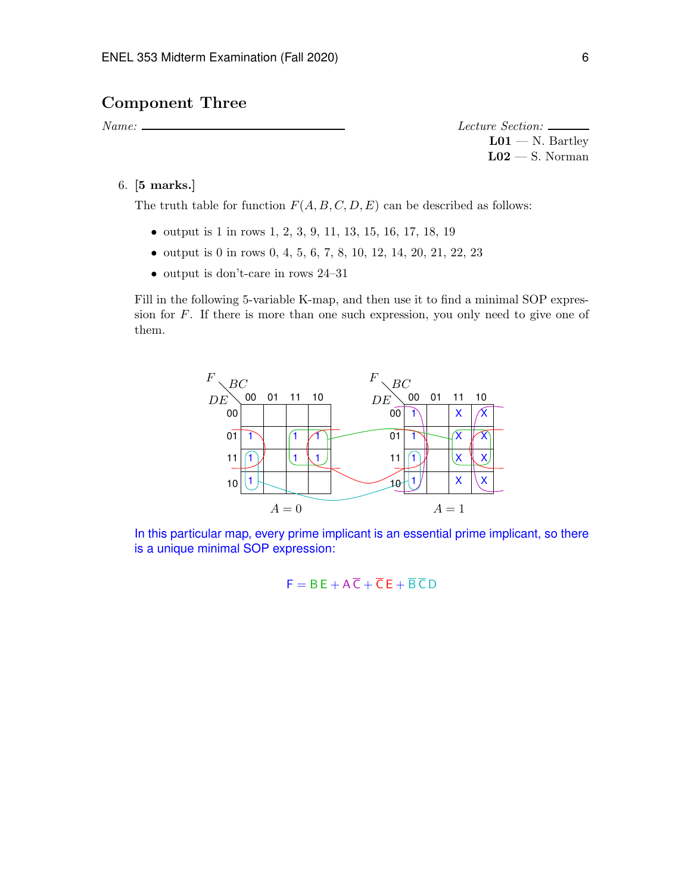## Component Three

*Name:* \_\_\_\_\_\_\_\_\_\_\_\_\_\_\_\_\_\_\_\_\_\_\_\_\_\_\_\_

*Lecture Section:* \_\_\_\_\_\_
**L01** — N. Bartley
**L02** — S. Norman

6. **[5 marks.]**

   The truth table for function $F(A, B, C, D, E)$ can be described as follows:

   - output is 1 in rows 1, 2, 3, 9, 11, 13, 15, 16, 17, 18, 19
   - output is 0 in rows 0, 4, 5, 6, 7, 8, 10, 12, 14, 20, 21, 22, 23
   - output is don't-care in rows 24–31

   Fill in the following 5-variable K-map, and then use it to find a minimal SOP expression for $F$. If there is more than one such expression, you only need to give one of them.

   $A = 0$

   | DE \ BC | 00 | 01 | 11 | 10 |
   |---|---|---|---|---|
   | 00 | | | | |
   | 01 | 1 | | 1 | 1 |
   | 11 | 1 | | 1 | 1 |
   | 10 | 1 | | | |

   $A = 1$

   | DE \ BC | 00 | 01 | 11 | 10 |
   |---|---|---|---|---|
   | 00 | 1 | | X | X |
   | 01 | 1 | | X | X |
   | 11 | 1 | | X | X |
   | 10 | 1 | | X | X |

   In this particular map, every prime implicant is an essential prime implicant, so there is a unique minimal SOP expression:

   $$F = B\,E + A\,\overline{C} + \overline{C}\,E + \overline{B}\,\overline{C}\,D$$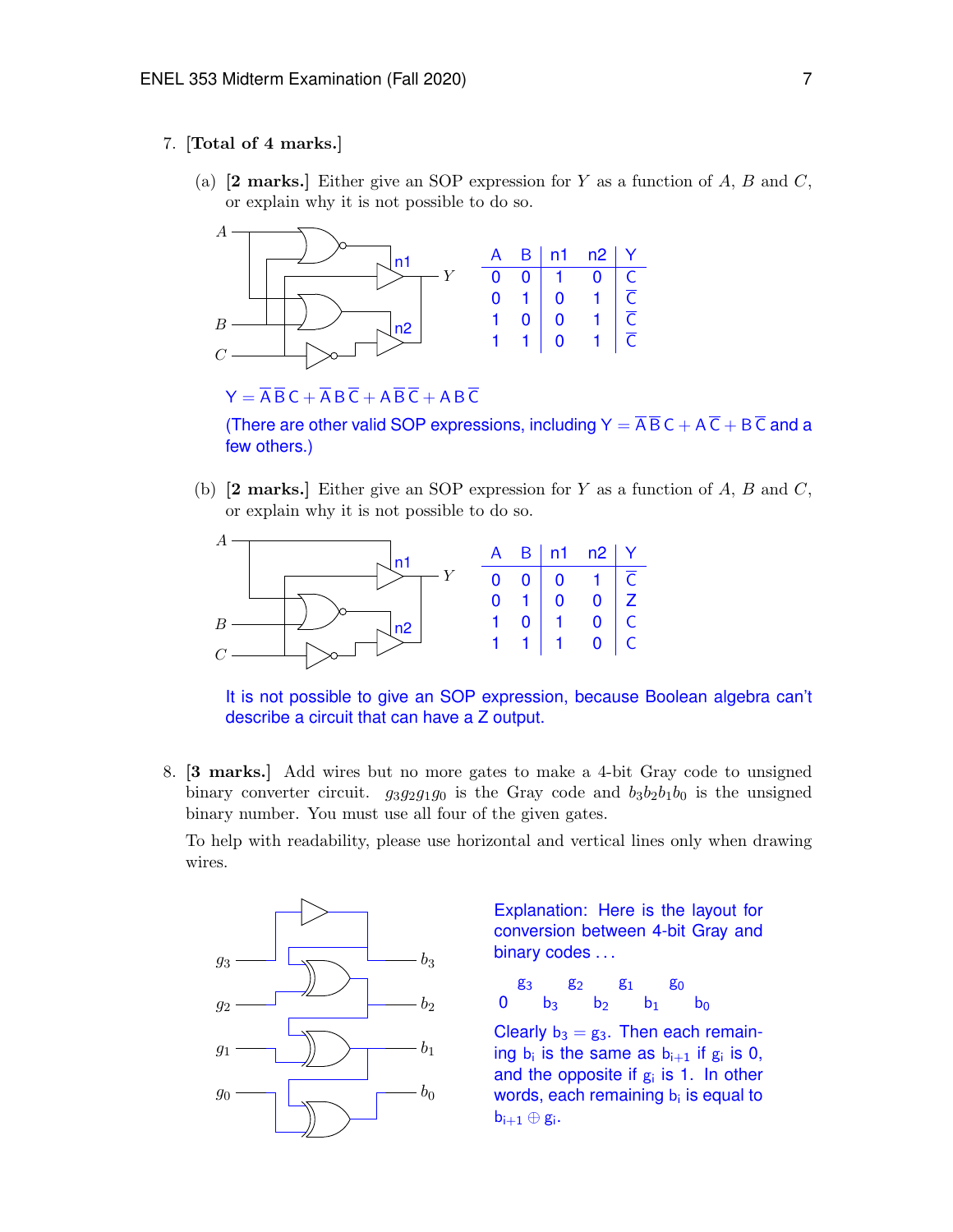7. **[Total of 4 marks.]**

(a) **[2 marks.]** Either give an SOP expression for $Y$ as a function of $A$, $B$ and $C$, or explain why it is not possible to do so.

| A | B | n1 | n2 | Y |
|---|---|---|---|---|
| 0 | 0 | 1 | 0 | C |
| 0 | 1 | 0 | 1 | $\overline{C}$ |
| 1 | 0 | 0 | 1 | $\overline{C}$ |
| 1 | 1 | 0 | 1 | $\overline{C}$ |

$Y = \overline{A}\,\overline{B}\,C + \overline{A}\,B\,\overline{C} + A\,\overline{B}\,\overline{C} + A\,B\,\overline{C}$

(There are other valid SOP expressions, including $Y = \overline{A}\,\overline{B}\,C + A\,\overline{C} + B\,\overline{C}$ and a few others.)

(b) **[2 marks.]** Either give an SOP expression for $Y$ as a function of $A$, $B$ and $C$, or explain why it is not possible to do so.

| A | B | n1 | n2 | Y |
|---|---|---|---|---|
| 0 | 0 | 0 | 1 | $\overline{C}$ |
| 0 | 1 | 0 | 0 | Z |
| 1 | 0 | 1 | 0 | C |
| 1 | 1 | 1 | 0 | C |

It is not possible to give an SOP expression, because Boolean algebra can't describe a circuit that can have a Z output.

8. **[3 marks.]** Add wires but no more gates to make a 4-bit Gray code to unsigned binary converter circuit. $g_3g_2g_1g_0$ is the Gray code and $b_3b_2b_1b_0$ is the unsigned binary number. You must use all four of the given gates.

To help with readability, please use horizontal and vertical lines only when drawing wires.

Explanation: Here is the layout for conversion between 4-bit Gray and binary codes . . .

|   | $g_3$ |   | $g_2$ |   | $g_1$ |   | $g_0$ |   |
|---|---|---|---|---|---|---|---|---|
| 0 |   | $b_3$ |   | $b_2$ |   | $b_1$ |   | $b_0$ |

Clearly $b_3 = g_3$. Then each remaining $b_i$ is the same as $b_{i+1}$ if $g_i$ is 0, and the opposite if $g_i$ is 1. In other words, each remaining $b_i$ is equal to $b_{i+1} \oplus g_i$.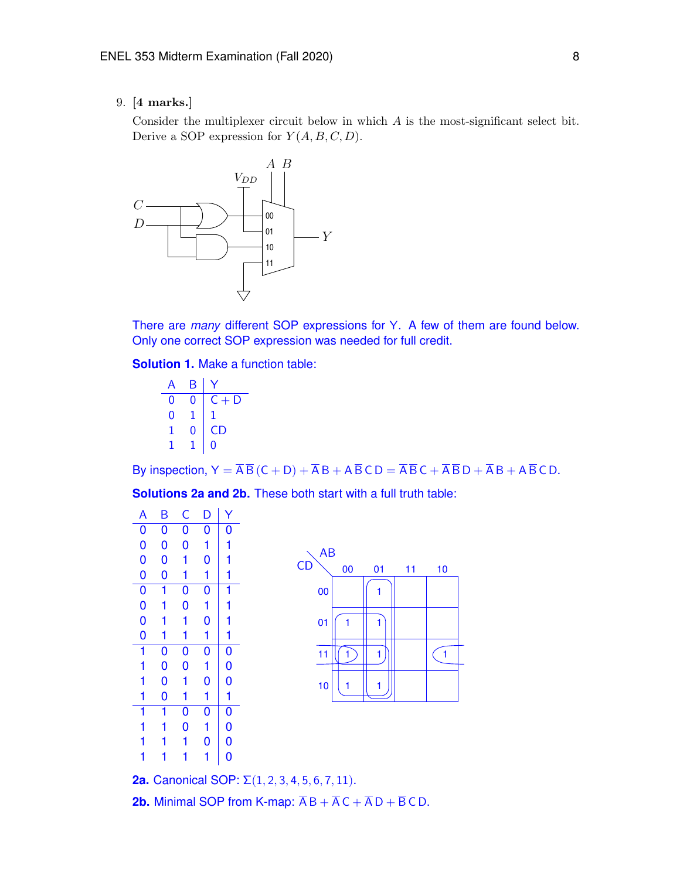9. **[4 marks.]**

Consider the multiplexer circuit below in which $A$ is the most-significant select bit. Derive a SOP expression for $Y(A, B, C, D)$.

$A$ $B$

$V_{DD}$

$C$

$D$

00

01

10

11

$Y$

There are *many* different SOP expressions for Y. A few of them are found below. Only one correct SOP expression was needed for full credit.

**Solution 1.** Make a function table:

| A | B | Y |
|---|---|---|
| 0 | 0 | $C + D$ |
| 0 | 1 | 1 |
| 1 | 0 | CD |
| 1 | 1 | 0 |

By inspection, $Y = \overline{A}\,\overline{B}\,(C + D) + \overline{A}\,B + A\,\overline{B}\,C\,D = \overline{A}\,\overline{B}\,C + \overline{A}\,\overline{B}\,D + \overline{A}\,B + A\,\overline{B}\,C\,D$.

**Solutions 2a and 2b.** These both start with a full truth table:

| A | B | C | D | Y |
|---|---|---|---|---|
| 0 | 0 | 0 | 0 | 0 |
| 0 | 0 | 0 | 1 | 1 |
| 0 | 0 | 1 | 0 | 1 |
| 0 | 0 | 1 | 1 | 1 |
| 0 | 1 | 0 | 0 | 1 |
| 0 | 1 | 0 | 1 | 1 |
| 0 | 1 | 1 | 0 | 1 |
| 0 | 1 | 1 | 1 | 1 |
| 1 | 0 | 0 | 0 | 0 |
| 1 | 0 | 0 | 1 | 0 |
| 1 | 0 | 1 | 0 | 0 |
| 1 | 0 | 1 | 1 | 1 |
| 1 | 1 | 0 | 0 | 0 |
| 1 | 1 | 0 | 1 | 0 |
| 1 | 1 | 1 | 0 | 0 |
| 1 | 1 | 1 | 1 | 0 |

| CD \ AB | 00 | 01 | 11 | 10 |
|---|---|---|---|---|
| 00 | | 1 | | |
| 01 | 1 | 1 | | |
| 11 | 1 | 1 | | 1 |
| 10 | 1 | 1 | | |

**2a.** Canonical SOP: $\Sigma(1, 2, 3, 4, 5, 6, 7, 11)$.

**2b.** Minimal SOP from K-map: $\overline{A}\,B + \overline{A}\,C + \overline{A}\,D + \overline{B}\,C\,D$.